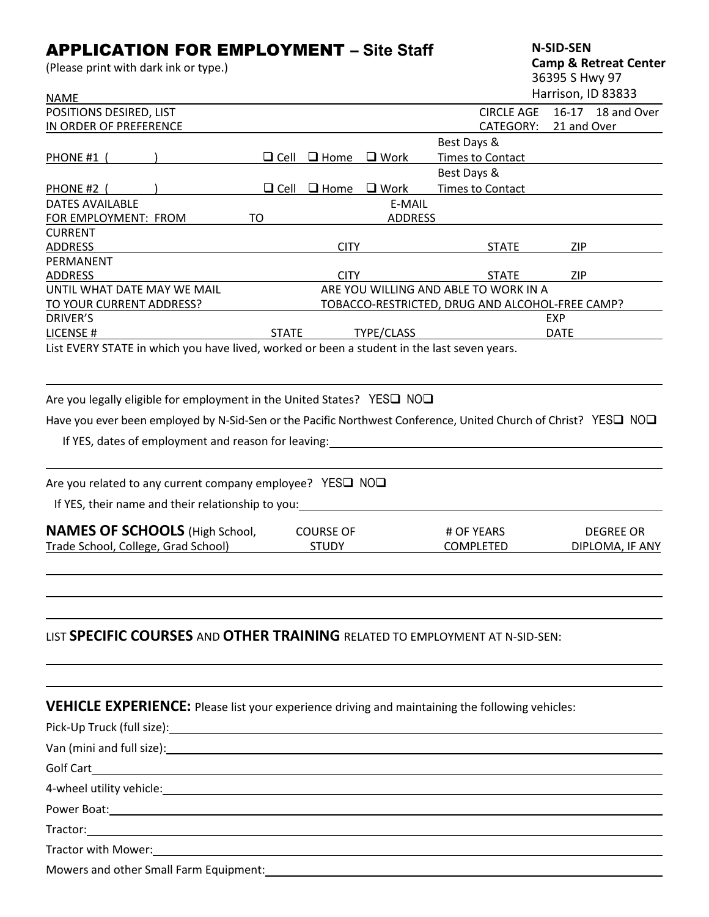# APPLICATION FOR EMPLOYMENT – Site Staff

(Please print with dark ink or type.)

**N-SID-SEN**
**Camp & Retreat Center**
36395 S Hwy 97
Harrison, ID 83833

NAME

POSITIONS DESIRED, LIST IN ORDER OF PREFERENCE | CIRCLE AGE CATEGORY: 16-17 18 and Over 21 and Over

PHONE #1 ( ) ❑ Cell ❑ Home ❑ Work | Best Days & Times to Contact

PHONE #2 ( ) ❑ Cell ❑ Home ❑ Work | Best Days & Times to Contact

DATES AVAILABLE FOR EMPLOYMENT: FROM TO | E-MAIL ADDRESS

CURRENT ADDRESS | CITY | STATE | ZIP

PERMANENT ADDRESS | CITY | STATE | ZIP

UNTIL WHAT DATE MAY WE MAIL TO YOUR CURRENT ADDRESS? | ARE YOU WILLING AND ABLE TO WORK IN A TOBACCO-RESTRICTED, DRUG AND ALCOHOL-FREE CAMP?

DRIVER'S LICENSE # | STATE | TYPE/CLASS | EXP DATE

List EVERY STATE in which you have lived, worked or been a student in the last seven years.

Are you legally eligible for employment in the United States? YES❑ NO❑

Have you ever been employed by N-Sid-Sen or the Pacific Northwest Conference, United Church of Christ? YES❑ NO❑

If YES, dates of employment and reason for leaving:

Are you related to any current company employee? YES❑ NO❑

If YES, their name and their relationship to you:

| **NAMES OF SCHOOLS** (High School, Trade School, College, Grad School) | COURSE OF STUDY | # OF YEARS COMPLETED | DEGREE OR DIPLOMA, IF ANY |
|---|---|---|---|
| | | | |
| | | | |
| | | | |

LIST **SPECIFIC COURSES** AND **OTHER TRAINING** RELATED TO EMPLOYMENT AT N-SID-SEN:

**VEHICLE EXPERIENCE:** Please list your experience driving and maintaining the following vehicles:

Pick-Up Truck (full size):

Van (mini and full size):

Golf Cart

4-wheel utility vehicle:

Power Boat:

Tractor:

Tractor with Mower:

Mowers and other Small Farm Equipment: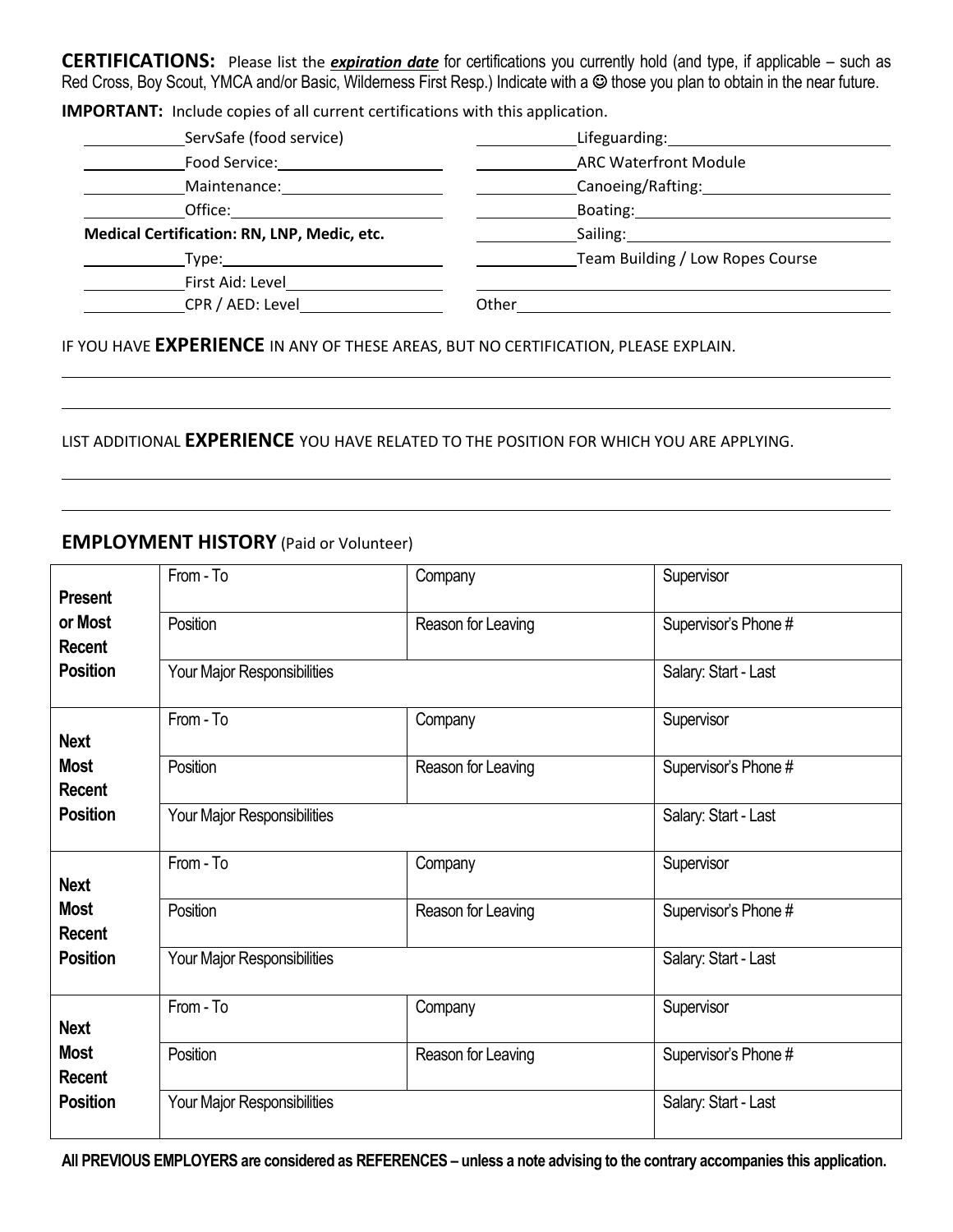**CERTIFICATIONS:** Please list the ***expiration date*** for certifications you currently hold (and type, if applicable – such as Red Cross, Boy Scout, YMCA and/or Basic, Wilderness First Resp.) Indicate with a ☺ those you plan to obtain in the near future.

**IMPORTANT:** Include copies of all current certifications with this application.

_____________ServSafe (food service)

_____________Food Service:_____________________

_____________Maintenance:_____________________

_____________Office:__________________________

**Medical Certification: RN, LNP, Medic, etc.**

_____________Type:___________________________

_____________First Aid: Level___________________

_____________CPR / AED: Level_________________

_____________Lifeguarding:_____________________

_____________ARC Waterfront Module

_____________Canoeing/Rafting:_________________

_____________Boating:_________________________

_____________Sailing:__________________________

_____________Team Building / Low Ropes Course

__________________________________________

Other_____________________________________

IF YOU HAVE **EXPERIENCE** IN ANY OF THESE AREAS, BUT NO CERTIFICATION, PLEASE EXPLAIN.

______________________________________________________________________________

______________________________________________________________________________

LIST ADDITIONAL **EXPERIENCE** YOU HAVE RELATED TO THE POSITION FOR WHICH YOU ARE APPLYING.

______________________________________________________________________________

______________________________________________________________________________

## EMPLOYMENT HISTORY (Paid or Volunteer)

| | | | |
|---|---|---|---|
| **Present or Most Recent Position** | From - To | Company | Supervisor |
| | Position | Reason for Leaving | Supervisor's Phone # |
| | Your Major Responsibilities | | Salary: Start - Last |
| **Next Most Recent Position** | From - To | Company | Supervisor |
| | Position | Reason for Leaving | Supervisor's Phone # |
| | Your Major Responsibilities | | Salary: Start - Last |
| **Next Most Recent Position** | From - To | Company | Supervisor |
| | Position | Reason for Leaving | Supervisor's Phone # |
| | Your Major Responsibilities | | Salary: Start - Last |
| **Next Most Recent Position** | From - To | Company | Supervisor |
| | Position | Reason for Leaving | Supervisor's Phone # |
| | Your Major Responsibilities | | Salary: Start - Last |

**All PREVIOUS EMPLOYERS are considered as REFERENCES – unless a note advising to the contrary accompanies this application.**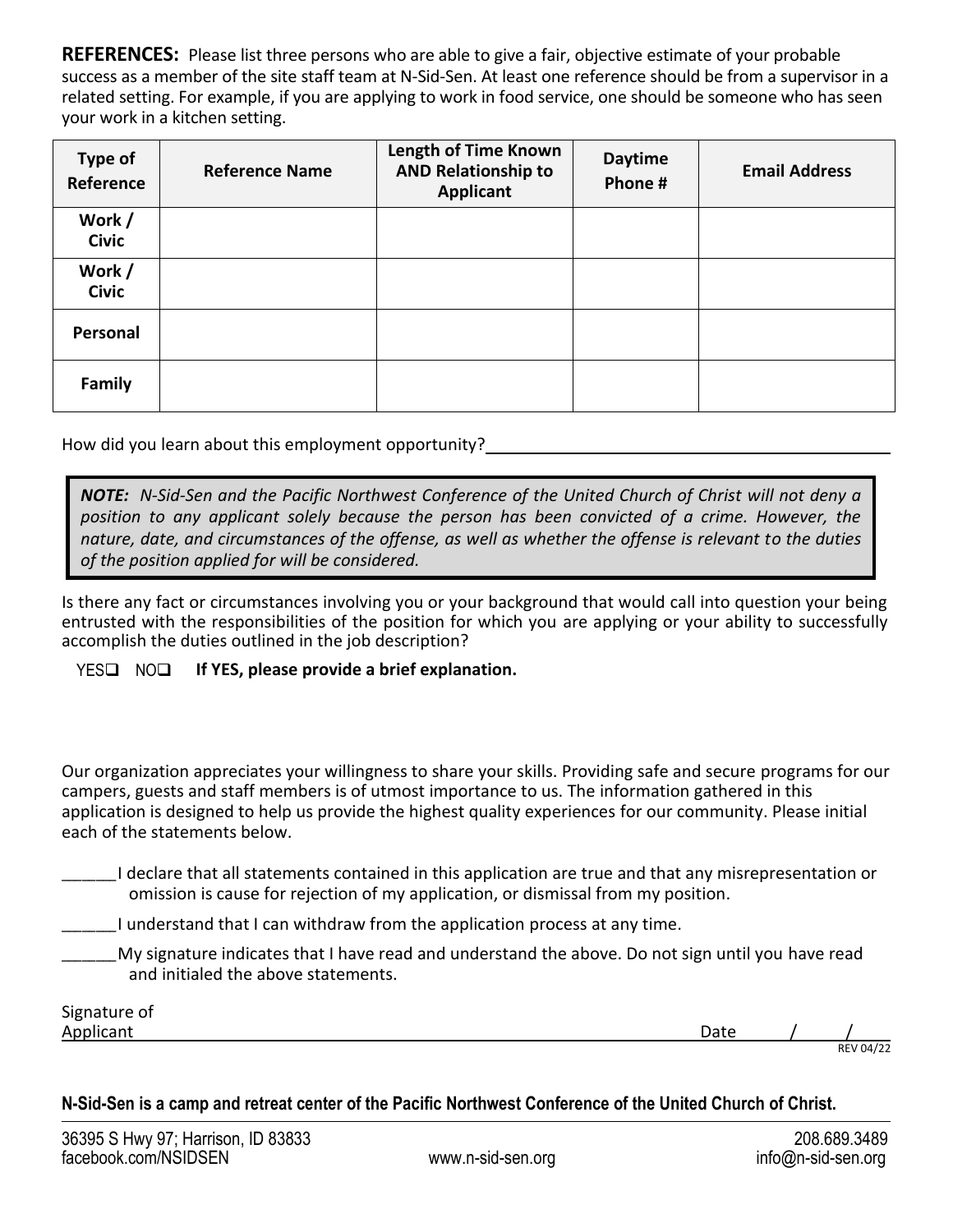**REFERENCES:** Please list three persons who are able to give a fair, objective estimate of your probable success as a member of the site staff team at N-Sid-Sen. At least one reference should be from a supervisor in a related setting. For example, if you are applying to work in food service, one should be someone who has seen your work in a kitchen setting.

| Type of Reference | Reference Name | Length of Time Known AND Relationship to Applicant | Daytime Phone # | Email Address |
|---|---|---|---|---|
| Work / Civic | | | | |
| Work / Civic | | | | |
| Personal | | | | |
| Family | | | | |

How did you learn about this employment opportunity?\_\_\_\_\_\_\_\_\_\_\_\_\_\_\_\_\_\_\_\_\_\_\_\_\_\_\_\_\_\_\_\_\_\_\_\_\_\_\_\_

> ***NOTE:*** *N-Sid-Sen and the Pacific Northwest Conference of the United Church of Christ will not deny a position to any applicant solely because the person has been convicted of a crime. However, the nature, date, and circumstances of the offense, as well as whether the offense is relevant to the duties of the position applied for will be considered.*

Is there any fact or circumstances involving you or your background that would call into question your being entrusted with the responsibilities of the position for which you are applying or your ability to successfully accomplish the duties outlined in the job description?

YES❑ NO❑ **If YES, please provide a brief explanation.**

Our organization appreciates your willingness to share your skills. Providing safe and secure programs for our campers, guests and staff members is of utmost importance to us. The information gathered in this application is designed to help us provide the highest quality experiences for our community. Please initial each of the statements below.

\_\_\_\_\_\_I declare that all statements contained in this application are true and that any misrepresentation or omission is cause for rejection of my application, or dismissal from my position.

\_\_\_\_\_\_I understand that I can withdraw from the application process at any time.

\_\_\_\_\_\_My signature indicates that I have read and understand the above. Do not sign until you have read and initialed the above statements.

Signature of Applicant\_\_\_\_\_\_\_\_\_\_\_\_\_\_\_\_\_\_\_\_\_\_\_\_\_\_\_\_\_\_\_\_\_\_\_\_\_\_\_\_ Date \_\_\_\_/\_\_\_\_/\_\_\_\_

REV 04/22

**N-Sid-Sen is a camp and retreat center of the Pacific Northwest Conference of the United Church of Christ.**

36395 S Hwy 97; Harrison, ID 83833
facebook.com/NSIDSEN
www.n-sid-sen.org
208.689.3489
info@n-sid-sen.org